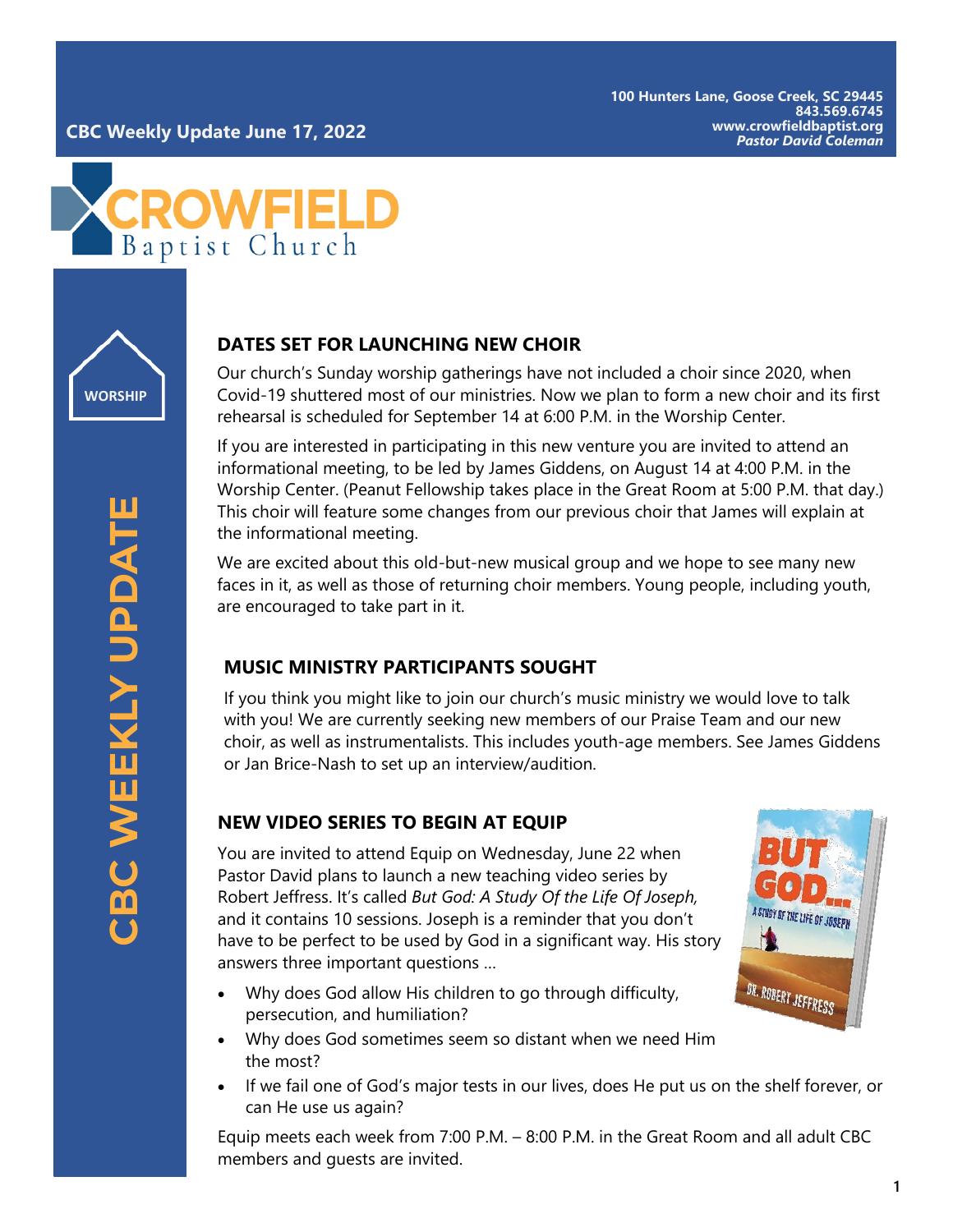**CBC Weekly Update June 17, 2022**

**100 Hunters Lane, Goose Creek, SC 29445**
**843.569.6745**
**www.crowfieldbaptist.org**
***Pastor David Coleman***

# CROWFIELD Baptist Church

WORSHIP

CBC WEEKLY UPDATE

## DATES SET FOR LAUNCHING NEW CHOIR

Our church's Sunday worship gatherings have not included a choir since 2020, when Covid-19 shuttered most of our ministries. Now we plan to form a new choir and its first rehearsal is scheduled for September 14 at 6:00 P.M. in the Worship Center.

If you are interested in participating in this new venture you are invited to attend an informational meeting, to be led by James Giddens, on August 14 at 4:00 P.M. in the Worship Center. (Peanut Fellowship takes place in the Great Room at 5:00 P.M. that day.) This choir will feature some changes from our previous choir that James will explain at the informational meeting.

We are excited about this old-but-new musical group and we hope to see many new faces in it, as well as those of returning choir members. Young people, including youth, are encouraged to take part in it.

## MUSIC MINISTRY PARTICIPANTS SOUGHT

If you think you might like to join our church's music ministry we would love to talk with you! We are currently seeking new members of our Praise Team and our new choir, as well as instrumentalists. This includes youth-age members. See James Giddens or Jan Brice-Nash to set up an interview/audition.

## NEW VIDEO SERIES TO BEGIN AT EQUIP

You are invited to attend Equip on Wednesday, June 22 when Pastor David plans to launch a new teaching video series by Robert Jeffress. It's called *But God: A Study Of the Life Of Joseph,* and it contains 10 sessions. Joseph is a reminder that you don't have to be perfect to be used by God in a significant way. His story answers three important questions …

- Why does God allow His children to go through difficulty, persecution, and humiliation?
- Why does God sometimes seem so distant when we need Him the most?
- If we fail one of God's major tests in our lives, does He put us on the shelf forever, or can He use us again?

Equip meets each week from 7:00 P.M. – 8:00 P.M. in the Great Room and all adult CBC members and guests are invited.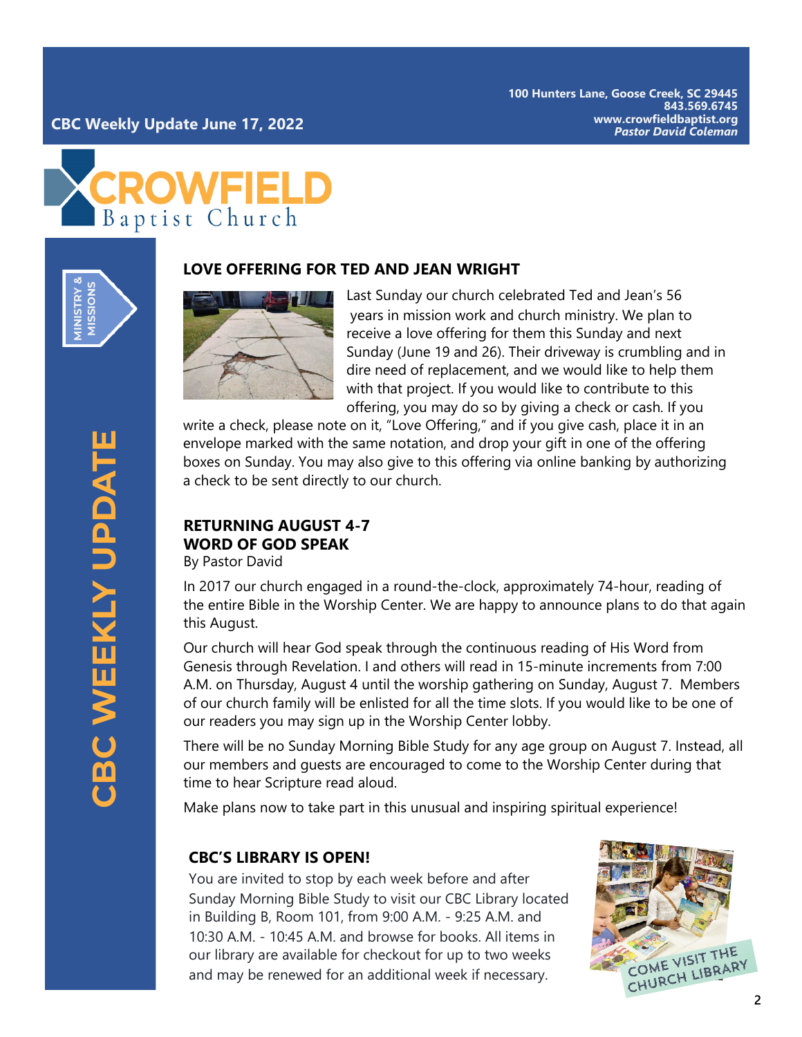**CBC Weekly Update June 17, 2022**

**100 Hunters Lane, Goose Creek, SC 29445**
**843.569.6745**
**www.crowfieldbaptist.org**
***Pastor David Coleman***

# CROWFIELD Baptist Church

MINISTRY & MISSIONS

CBC WEEKLY UPDATE

## LOVE OFFERING FOR TED AND JEAN WRIGHT

Last Sunday our church celebrated Ted and Jean's 56 years in mission work and church ministry. We plan to receive a love offering for them this Sunday and next Sunday (June 19 and 26). Their driveway is crumbling and in dire need of replacement, and we would like to help them with that project. If you would like to contribute to this offering, you may do so by giving a check or cash. If you write a check, please note on it, "Love Offering," and if you give cash, place it in an envelope marked with the same notation, and drop your gift in one of the offering boxes on Sunday. You may also give to this offering via online banking by authorizing a check to be sent directly to our church.

## RETURNING AUGUST 4-7
## WORD OF GOD SPEAK

By Pastor David

In 2017 our church engaged in a round-the-clock, approximately 74-hour, reading of the entire Bible in the Worship Center. We are happy to announce plans to do that again this August.

Our church will hear God speak through the continuous reading of His Word from Genesis through Revelation. I and others will read in 15-minute increments from 7:00 A.M. on Thursday, August 4 until the worship gathering on Sunday, August 7. Members of our church family will be enlisted for all the time slots. If you would like to be one of our readers you may sign up in the Worship Center lobby.

There will be no Sunday Morning Bible Study for any age group on August 7. Instead, all our members and guests are encouraged to come to the Worship Center during that time to hear Scripture read aloud.

Make plans now to take part in this unusual and inspiring spiritual experience!

## CBC'S LIBRARY IS OPEN!

You are invited to stop by each week before and after Sunday Morning Bible Study to visit our CBC Library located in Building B, Room 101, from 9:00 A.M. - 9:25 A.M. and 10:30 A.M. - 10:45 A.M. and browse for books. All items in our library are available for checkout for up to two weeks and may be renewed for an additional week if necessary.

COME VISIT THE CHURCH LIBRARY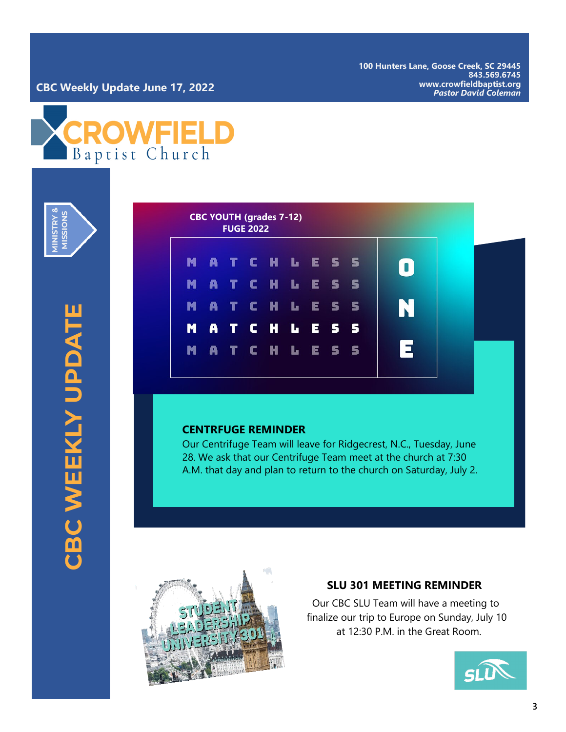CBC Weekly Update June 17, 2022

**100 Hunters Lane, Goose Creek, SC 29445**
**843.569.6745**
**www.crowfieldbaptist.org**
***Pastor David Coleman***

# CROWFIELD Baptist Church

MINISTRY & MISSIONS

CBC WEEKLY UPDATE

**CBC YOUTH (grades 7-12)**
**FUGE 2022**

MATCHLESS ONE

## CENTRFUGE REMINDER

Our Centrifuge Team will leave for Ridgecrest, N.C., Tuesday, June 28. We ask that our Centrifuge Team meet at the church at 7:30 A.M. that day and plan to return to the church on Saturday, July 2.

STUDENT LEADERSHIP UNIVERSITY 301

## SLU 301 MEETING REMINDER

Our CBC SLU Team will have a meeting to finalize our trip to Europe on Sunday, July 10 at 12:30 P.M. in the Great Room.

SLU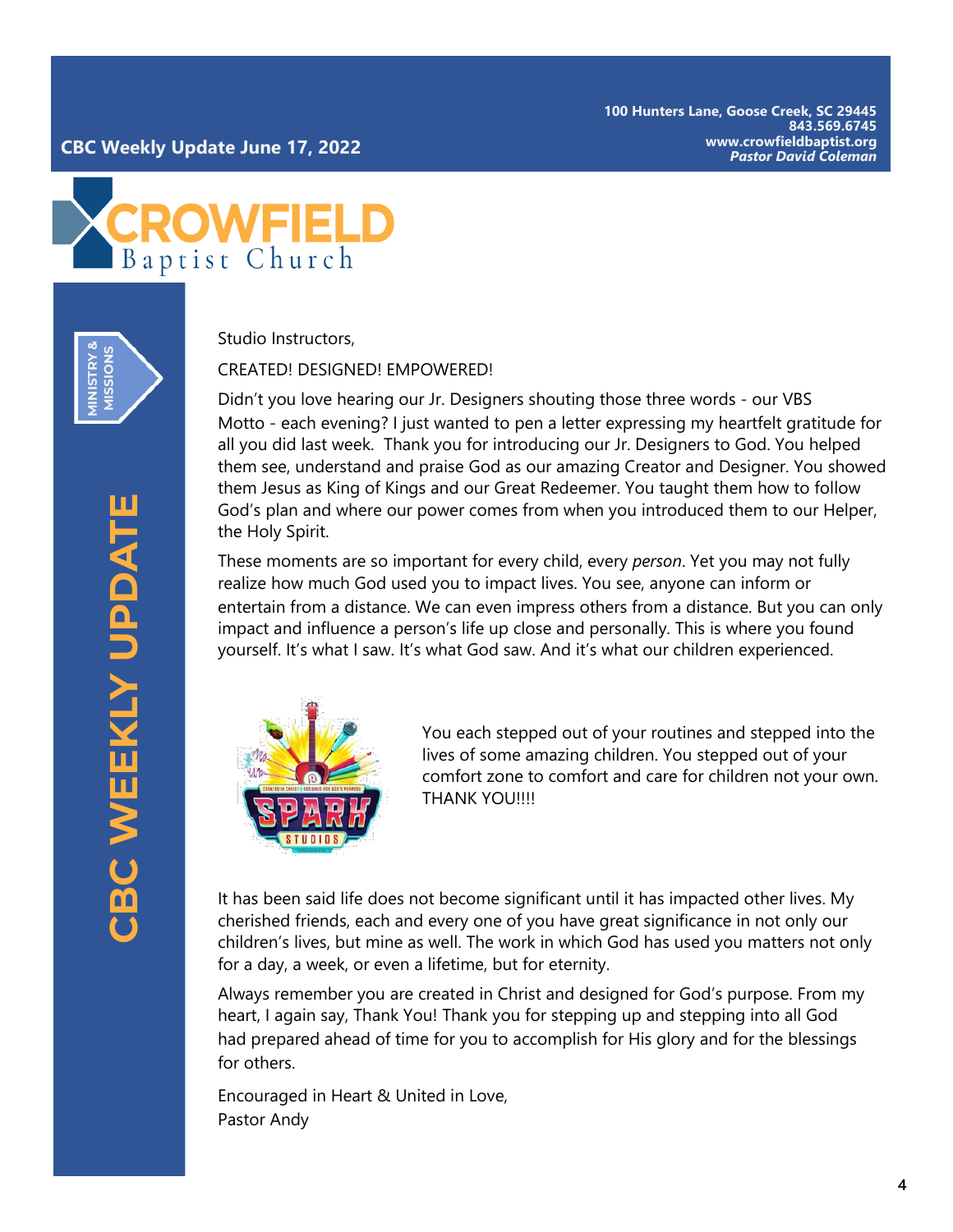CBC Weekly Update June 17, 2022

100 Hunters Lane, Goose Creek, SC 29445
843.569.6745
www.crowfieldbaptist.org
*Pastor David Coleman*

CROWFIELD Baptist Church

MINISTRY & MISSIONS

CBC WEEKLY UPDATE

Studio Instructors,

CREATED! DESIGNED! EMPOWERED!

Didn't you love hearing our Jr. Designers shouting those three words - our VBS Motto - each evening? I just wanted to pen a letter expressing my heartfelt gratitude for all you did last week. Thank you for introducing our Jr. Designers to God. You helped them see, understand and praise God as our amazing Creator and Designer. You showed them Jesus as King of Kings and our Great Redeemer. You taught them how to follow God's plan and where our power comes from when you introduced them to our Helper, the Holy Spirit.

These moments are so important for every child, every *person*. Yet you may not fully realize how much God used you to impact lives. You see, anyone can inform or entertain from a distance. We can even impress others from a distance. But you can only impact and influence a person's life up close and personally. This is where you found yourself. It's what I saw. It's what God saw. And it's what our children experienced.

You each stepped out of your routines and stepped into the lives of some amazing children. You stepped out of your comfort zone to comfort and care for children not your own. THANK YOU!!!!

It has been said life does not become significant until it has impacted other lives. My cherished friends, each and every one of you have great significance in not only our children's lives, but mine as well. The work in which God has used you matters not only for a day, a week, or even a lifetime, but for eternity.

Always remember you are created in Christ and designed for God's purpose. From my heart, I again say, Thank You! Thank you for stepping up and stepping into all God had prepared ahead of time for you to accomplish for His glory and for the blessings for others.

Encouraged in Heart & United in Love,
Pastor Andy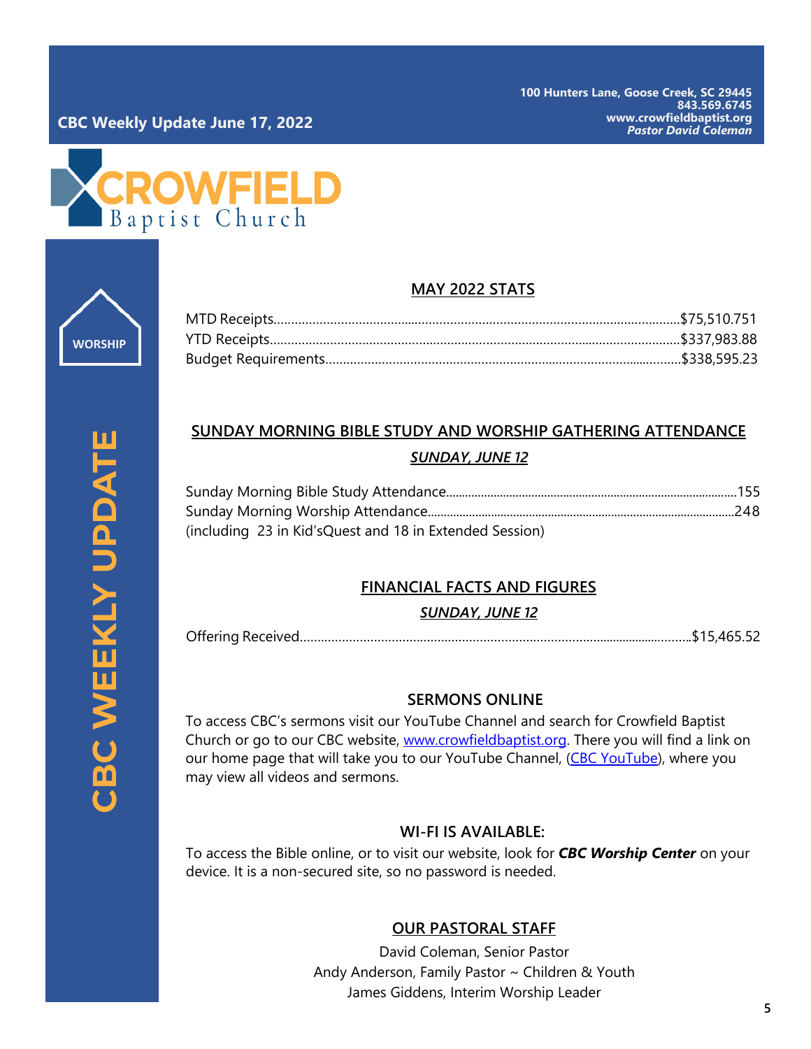**CBC Weekly Update June 17, 2022**

100 Hunters Lane, Goose Creek, SC 29445
843.569.6745
www.crowfieldbaptist.org
*Pastor David Coleman*

CROWFIELD Baptist Church

WORSHIP

CBC WEEKLY UPDATE

## MAY 2022 STATS

MTD Receipts......................................................$75,510.751
YTD Receipts......................................................$337,983.88
Budget Requirements......................................................$338,595.23

## SUNDAY MORNING BIBLE STUDY AND WORSHIP GATHERING ATTENDANCE

***SUNDAY, JUNE 12***

Sunday Morning Bible Study Attendance......................................................155
Sunday Morning Worship Attendance......................................................248
(including 23 in Kid'sQuest and 18 in Extended Session)

## FINANCIAL FACTS AND FIGURES

***SUNDAY, JUNE 12***

Offering Received......................................................$15,465.52

## SERMONS ONLINE

To access CBC's sermons visit our YouTube Channel and search for Crowfield Baptist Church or go to our CBC website, www.crowfieldbaptist.org. There you will find a link on our home page that will take you to our YouTube Channel, (CBC YouTube), where you may view all videos and sermons.

## WI-FI IS AVAILABLE:

To access the Bible online, or to visit our website, look for ***CBC Worship Center*** on your device. It is a non-secured site, so no password is needed.

## OUR PASTORAL STAFF

David Coleman, Senior Pastor
Andy Anderson, Family Pastor ~ Children & Youth
James Giddens, Interim Worship Leader